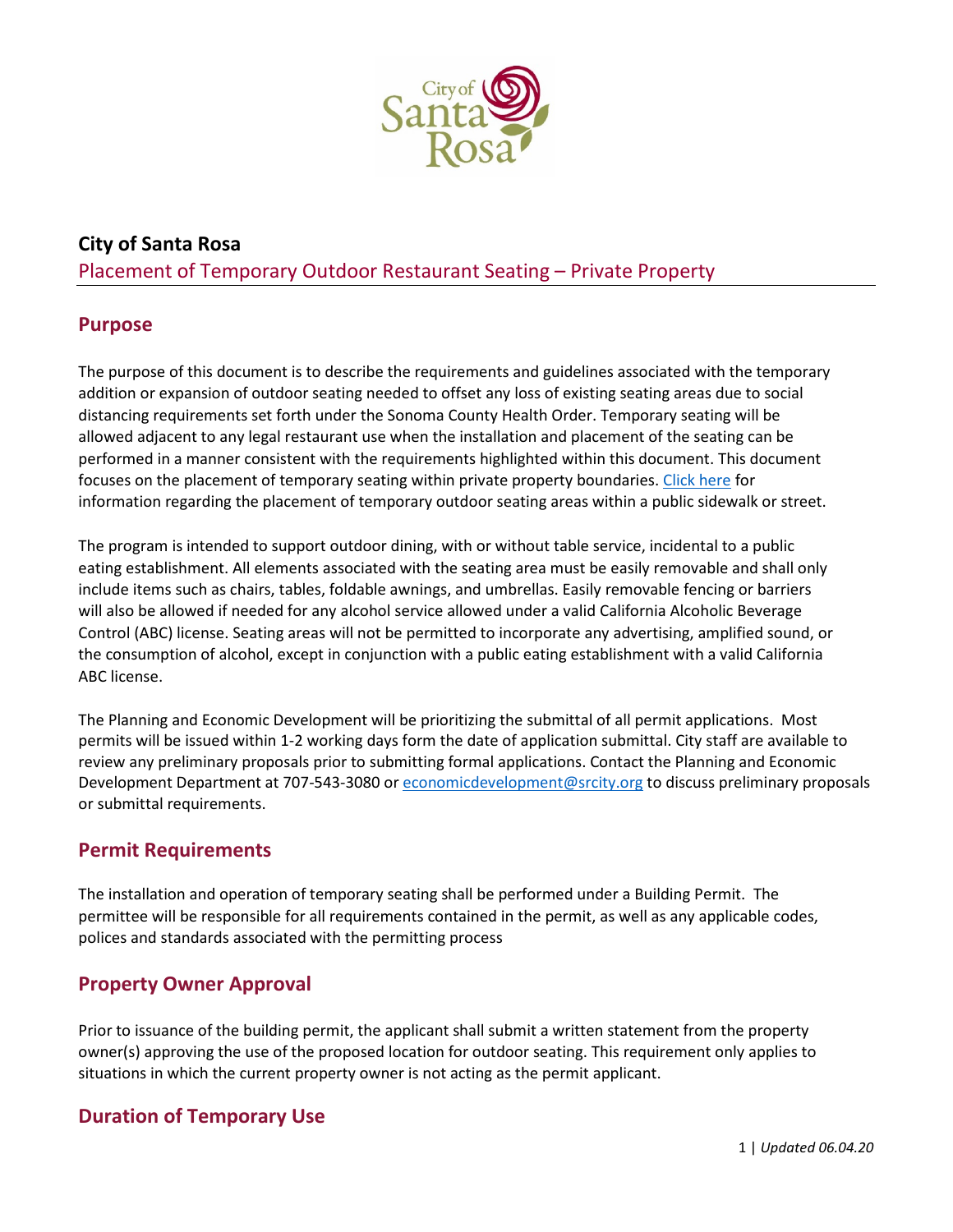# City of Santa Rosa

## Placement of Temporary Outdoor Restaurant Seating – Private Property

## Purpose

The purpose of this document is to describe the requirements and guidelines associated with the temporary addition or expansion of outdoor seating needed to offset any loss of existing seating areas due to social distancing requirements set forth under the Sonoma County Health Order. Temporary seating will be allowed adjacent to any legal restaurant use when the installation and placement of the seating can be performed in a manner consistent with the requirements highlighted within this document. This document focuses on the placement of temporary seating within private property boundaries. Click here for information regarding the placement of temporary outdoor seating areas within a public sidewalk or street.

The program is intended to support outdoor dining, with or without table service, incidental to a public eating establishment. All elements associated with the seating area must be easily removable and shall only include items such as chairs, tables, foldable awnings, and umbrellas. Easily removable fencing or barriers will also be allowed if needed for any alcohol service allowed under a valid California Alcoholic Beverage Control (ABC) license. Seating areas will not be permitted to incorporate any advertising, amplified sound, or the consumption of alcohol, except in conjunction with a public eating establishment with a valid California ABC license.

The Planning and Economic Development will be prioritizing the submittal of all permit applications. Most permits will be issued within 1-2 working days form the date of application submittal. City staff are available to review any preliminary proposals prior to submitting formal applications. Contact the Planning and Economic Development Department at 707-543-3080 or economicdevelopment@srcity.org to discuss preliminary proposals or submittal requirements.

## Permit Requirements

The installation and operation of temporary seating shall be performed under a Building Permit. The permittee will be responsible for all requirements contained in the permit, as well as any applicable codes, polices and standards associated with the permitting process

## Property Owner Approval

Prior to issuance of the building permit, the applicant shall submit a written statement from the property owner(s) approving the use of the proposed location for outdoor seating. This requirement only applies to situations in which the current property owner is not acting as the permit applicant.

## Duration of Temporary Use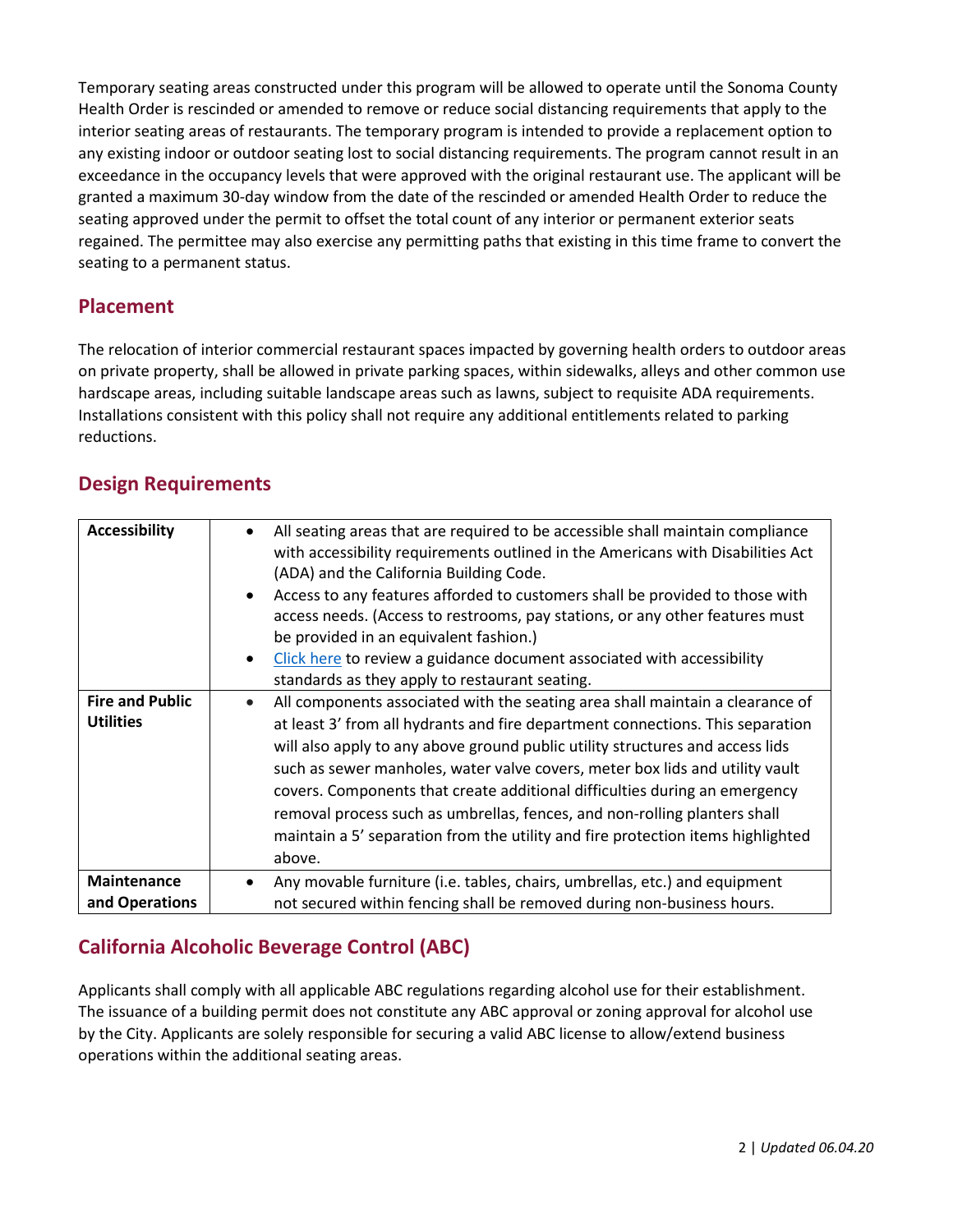Temporary seating areas constructed under this program will be allowed to operate until the Sonoma County Health Order is rescinded or amended to remove or reduce social distancing requirements that apply to the interior seating areas of restaurants. The temporary program is intended to provide a replacement option to any existing indoor or outdoor seating lost to social distancing requirements. The program cannot result in an exceedance in the occupancy levels that were approved with the original restaurant use. The applicant will be granted a maximum 30-day window from the date of the rescinded or amended Health Order to reduce the seating approved under the permit to offset the total count of any interior or permanent exterior seats regained. The permittee may also exercise any permitting paths that existing in this time frame to convert the seating to a permanent status.

## Placement

The relocation of interior commercial restaurant spaces impacted by governing health orders to outdoor areas on private property, shall be allowed in private parking spaces, within sidewalks, alleys and other common use hardscape areas, including suitable landscape areas such as lawns, subject to requisite ADA requirements. Installations consistent with this policy shall not require any additional entitlements related to parking reductions.

## Design Requirements

| | |
|---|---|
| **Accessibility** | • All seating areas that are required to be accessible shall maintain compliance with accessibility requirements outlined in the Americans with Disabilities Act (ADA) and the California Building Code.<br>• Access to any features afforded to customers shall be provided to those with access needs. (Access to restrooms, pay stations, or any other features must be provided in an equivalent fashion.)<br>• Click here to review a guidance document associated with accessibility standards as they apply to restaurant seating. |
| **Fire and Public Utilities** | • All components associated with the seating area shall maintain a clearance of at least 3' from all hydrants and fire department connections. This separation will also apply to any above ground public utility structures and access lids such as sewer manholes, water valve covers, meter box lids and utility vault covers. Components that create additional difficulties during an emergency removal process such as umbrellas, fences, and non-rolling planters shall maintain a 5' separation from the utility and fire protection items highlighted above. |
| **Maintenance and Operations** | • Any movable furniture (i.e. tables, chairs, umbrellas, etc.) and equipment not secured within fencing shall be removed during non-business hours. |

## California Alcoholic Beverage Control (ABC)

Applicants shall comply with all applicable ABC regulations regarding alcohol use for their establishment. The issuance of a building permit does not constitute any ABC approval or zoning approval for alcohol use by the City. Applicants are solely responsible for securing a valid ABC license to allow/extend business operations within the additional seating areas.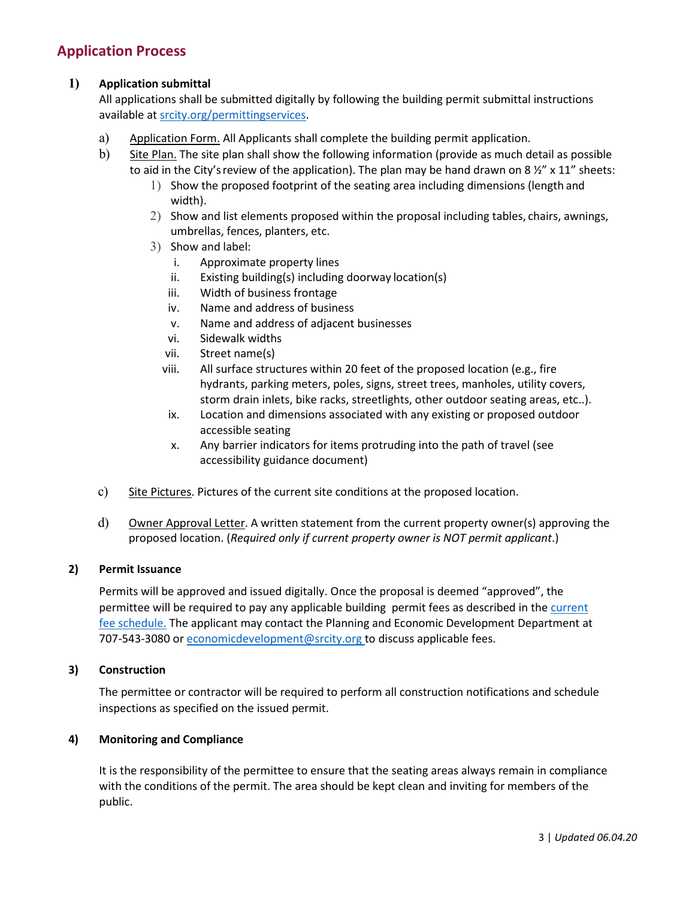## Application Process

**1) Application submittal**

All applications shall be submitted digitally by following the building permit submittal instructions available at [srcity.org/permittingservices](srcity.org/permittingservices).

a) Application Form. All Applicants shall complete the building permit application.

b) Site Plan. The site plan shall show the following information (provide as much detail as possible to aid in the City's review of the application). The plan may be hand drawn on 8 ½" x 11" sheets:

   1) Show the proposed footprint of the seating area including dimensions (length and width).
   2) Show and list elements proposed within the proposal including tables, chairs, awnings, umbrellas, fences, planters, etc.
   3) Show and label:
      i. Approximate property lines
      ii. Existing building(s) including doorway location(s)
      iii. Width of business frontage
      iv. Name and address of business
      v. Name and address of adjacent businesses
      vi. Sidewalk widths
      vii. Street name(s)
      viii. All surface structures within 20 feet of the proposed location (e.g., fire hydrants, parking meters, poles, signs, street trees, manholes, utility covers, storm drain inlets, bike racks, streetlights, other outdoor seating areas, etc..).
      ix. Location and dimensions associated with any existing or proposed outdoor accessible seating
      x. Any barrier indicators for items protruding into the path of travel (see accessibility guidance document)

c) Site Pictures. Pictures of the current site conditions at the proposed location.

d) Owner Approval Letter. A written statement from the current property owner(s) approving the proposed location. (*Required only if current property owner is NOT permit applicant*.)

**2) Permit Issuance**

Permits will be approved and issued digitally. Once the proposal is deemed "approved", the permittee will be required to pay any applicable building permit fees as described in the current fee schedule. The applicant may contact the Planning and Economic Development Department at 707-543-3080 or economicdevelopment@srcity.org to discuss applicable fees.

**3) Construction**

The permittee or contractor will be required to perform all construction notifications and schedule inspections as specified on the issued permit.

**4) Monitoring and Compliance**

It is the responsibility of the permittee to ensure that the seating areas always remain in compliance with the conditions of the permit. The area should be kept clean and inviting for members of the public.